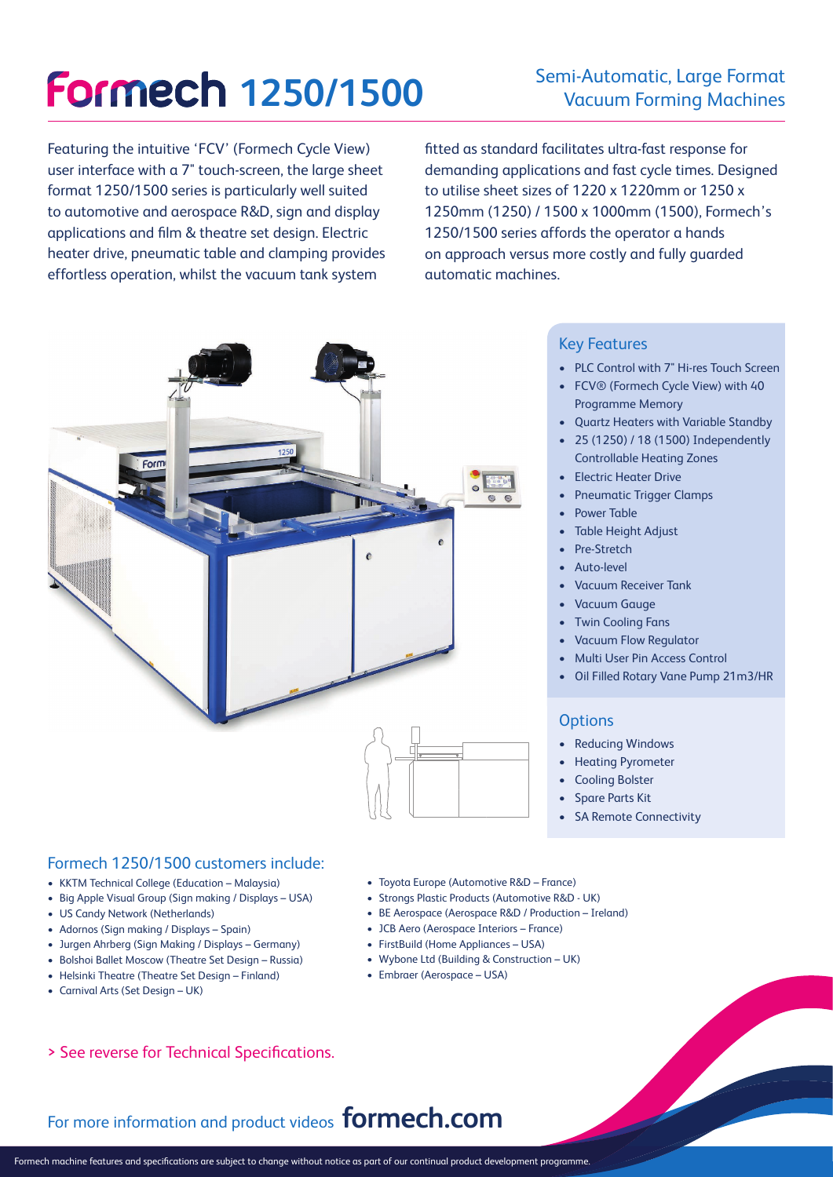# Formech 1250/1500

## Semi-Automatic, Large Format Vacuum Forming Machines

Featuring the intuitive 'FCV' (Formech Cycle View) user interface with a 7" touch-screen, the large sheet format 1250/1500 series is particularly well suited to automotive and aerospace R&D, sign and display applications and film & theatre set design. Electric heater drive, pneumatic table and clamping provides effortless operation, whilst the vacuum tank system fitted as standard facilitates ultra-fast response for demanding applications and fast cycle times. Designed to utilise sheet sizes of 1220 x 1220mm or 1250 x 1250mm (1250) / 1500 x 1000mm (1500), Formech's 1250/1500 series affords the operator a hands on approach versus more costly and fully guarded automatic machines.

### Key Features

- PLC Control with 7" Hi-res Touch Screen
- FCV® (Formech Cycle View) with 40 Programme Memory
- Quartz Heaters with Variable Standby
- 25 (1250) / 18 (1500) Independently Controllable Heating Zones
- Electric Heater Drive
- Pneumatic Trigger Clamps
- Power Table
- Table Height Adjust
- Pre-Stretch
- Auto-level
- Vacuum Receiver Tank
- Vacuum Gauge
- Twin Cooling Fans
- Vacuum Flow Regulator
- Multi User Pin Access Control
- Oil Filled Rotary Vane Pump 21m3/HR

### Options

- Reducing Windows
- Heating Pyrometer
- Cooling Bolster
- Spare Parts Kit
- SA Remote Connectivity

### Formech 1250/1500 customers include:

- KKTM Technical College (Education – Malaysia)
- Big Apple Visual Group (Sign making / Displays – USA)
- US Candy Network (Netherlands)
- Adornos (Sign making / Displays – Spain)
- Jurgen Ahrberg (Sign Making / Displays – Germany)
- Bolshoi Ballet Moscow (Theatre Set Design – Russia)
- Helsinki Theatre (Theatre Set Design – Finland)
- Carnival Arts (Set Design – UK)
- Toyota Europe (Automotive R&D – France)
- Strongs Plastic Products (Automotive R&D - UK)
- BE Aerospace (Aerospace R&D / Production – Ireland)
- JCB Aero (Aerospace Interiors – France)
- FirstBuild (Home Appliances – USA)
- Wybone Ltd (Building & Construction – UK)
- Embraer (Aerospace – USA)

> See reverse for Technical Specifications.

For more information and product videos **formech.com**

Formech machine features and specifications are subject to change without notice as part of our continual product development programme.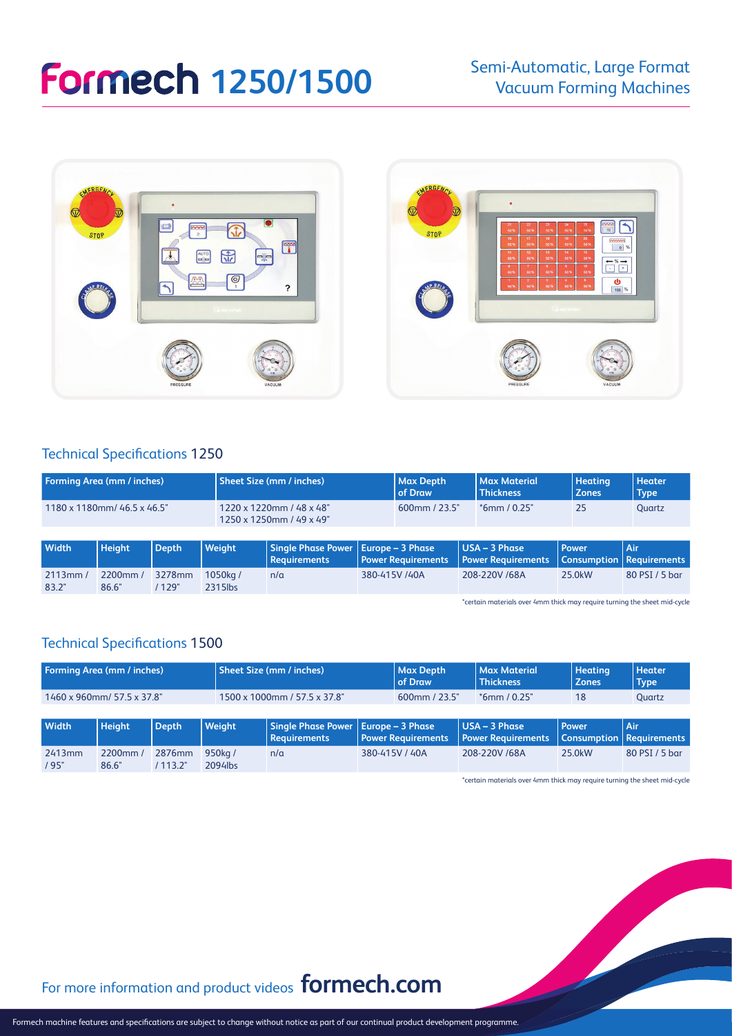# Formech 1250/1500

Semi-Automatic, Large Format Vacuum Forming Machines

## Technical Specifications 1250

| Forming Area (mm / inches) | Sheet Size (mm / inches) | Max Depth of Draw | Max Material Thickness | Heating Zones | Heater Type |
|---|---|---|---|---|---|
| 1180 x 1180mm/ 46.5 x 46.5" | 1220 x 1220mm / 48 x 48"<br>1250 x 1250mm / 49 x 49" | 600mm / 23.5" | *6mm / 0.25" | 25 | Quartz |

| Width | Height | Depth | Weight | Single Phase Power Requirements | Europe – 3 Phase Power Requirements | USA – 3 Phase Power Requirements | Power Consumption | Air Requirements |
|---|---|---|---|---|---|---|---|---|
| 2113mm / 83.2" | 2200mm / 86.6" | 3278mm / 129" | 1050kg / 2315lbs | n/a | 380-415V /40A | 208-220V /68A | 25.0kW | 80 PSI / 5 bar |

*certain materials over 4mm thick may require turning the sheet mid-cycle

## Technical Specifications 1500

| Forming Area (mm / inches) | Sheet Size (mm / inches) | Max Depth of Draw | Max Material Thickness | Heating Zones | Heater Type |
|---|---|---|---|---|---|
| 1460 x 960mm/ 57.5 x 37.8" | 1500 x 1000mm / 57.5 x 37.8" | 600mm / 23.5" | *6mm / 0.25" | 18 | Quartz |

| Width | Height | Depth | Weight | Single Phase Power Requirements | Europe – 3 Phase Power Requirements | USA – 3 Phase Power Requirements | Power Consumption | Air Requirements |
|---|---|---|---|---|---|---|---|---|
| 2413mm / 95" | 2200mm / 86.6" | 2876mm / 113.2" | 950kg / 2094lbs | n/a | 380-415V / 40A | 208-220V /68A | 25.0kW | 80 PSI / 5 bar |

*certain materials over 4mm thick may require turning the sheet mid-cycle

For more information and product videos **formech.com**

Formech machine features and specifications are subject to change without notice as part of our continual product development programme.